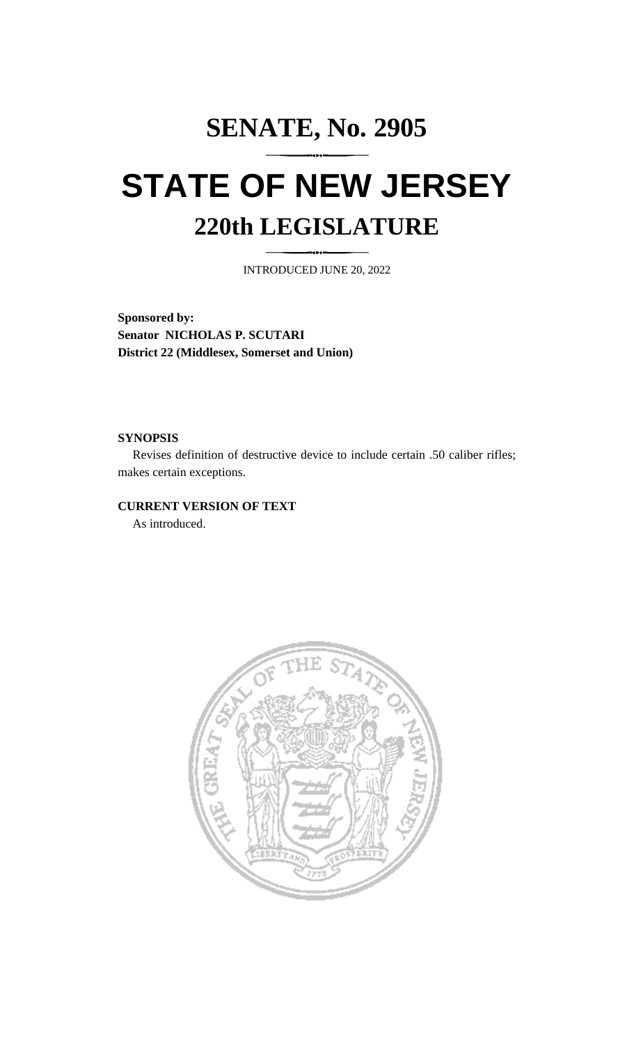# SENATE, No. 2905

# STATE OF NEW JERSEY

## 220th LEGISLATURE

INTRODUCED JUNE 20, 2022

**Sponsored by:**
**Senator NICHOLAS P. SCUTARI**
**District 22 (Middlesex, Somerset and Union)**

**SYNOPSIS**

Revises definition of destructive device to include certain .50 caliber rifles; makes certain exceptions.

**CURRENT VERSION OF TEXT**

As introduced.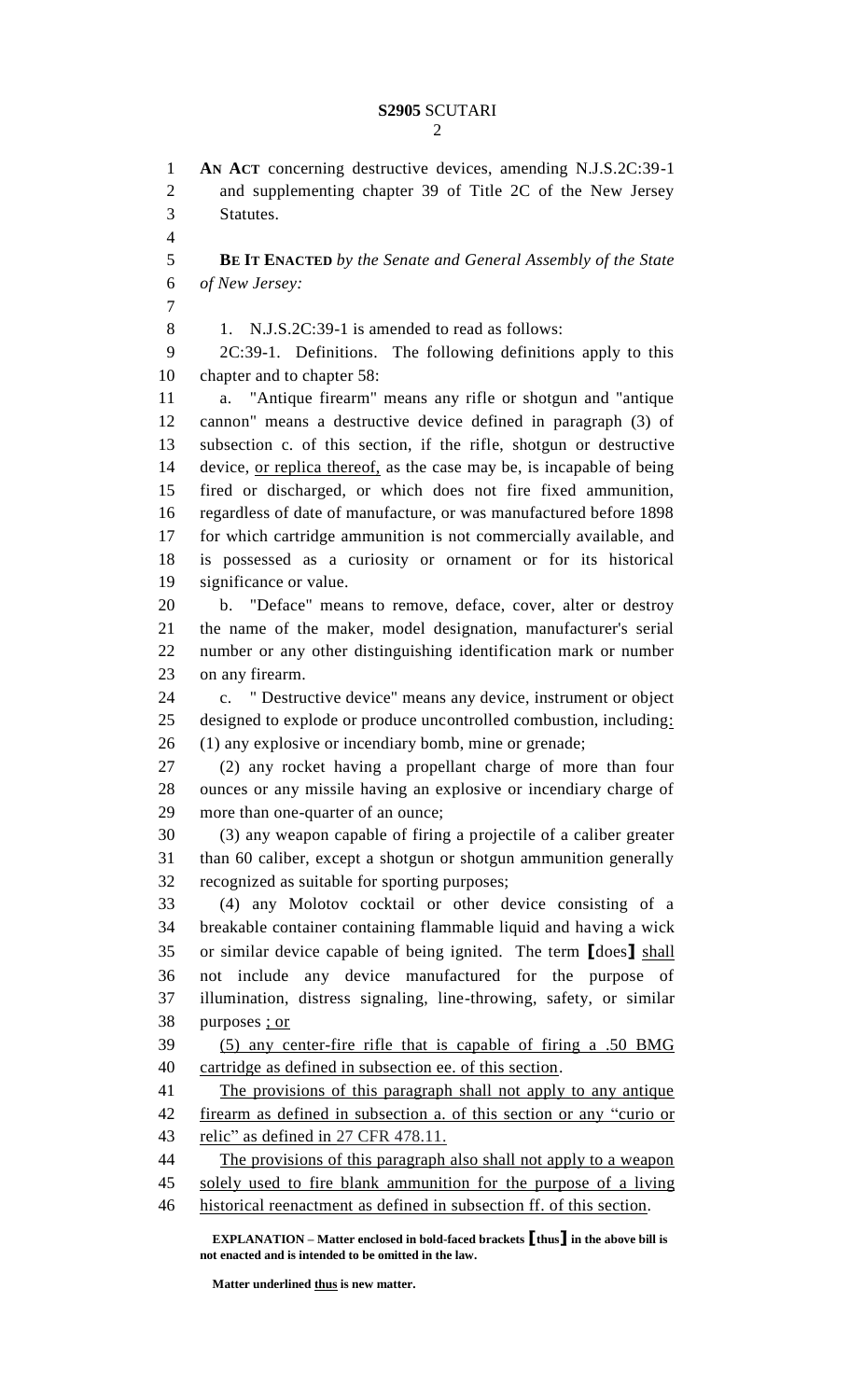**AN ACT** concerning destructive devices, amending N.J.S.2C:39-1 and supplementing chapter 39 of Title 2C of the New Jersey Statutes.

**BE IT ENACTED** *by the Senate and General Assembly of the State of New Jersey:*

1. N.J.S.2C:39-1 is amended to read as follows:

2C:39-1. Definitions. The following definitions apply to this chapter and to chapter 58:

a. "Antique firearm" means any rifle or shotgun and "antique cannon" means a destructive device defined in paragraph (3) of subsection c. of this section, if the rifle, shotgun or destructive device, <u>or replica thereof,</u> as the case may be, is incapable of being fired or discharged, or which does not fire fixed ammunition, regardless of date of manufacture, or was manufactured before 1898 for which cartridge ammunition is not commercially available, and is possessed as a curiosity or ornament or for its historical significance or value.

b. "Deface" means to remove, deface, cover, alter or destroy the name of the maker, model designation, manufacturer's serial number or any other distinguishing identification mark or number on any firearm.

c. " Destructive device" means any device, instrument or object designed to explode or produce uncontrolled combustion, including<u>:</u>

(1) any explosive or incendiary bomb, mine or grenade;

(2) any rocket having a propellant charge of more than four ounces or any missile having an explosive or incendiary charge of more than one-quarter of an ounce;

(3) any weapon capable of firing a projectile of a caliber greater than 60 caliber, except a shotgun or shotgun ammunition generally recognized as suitable for sporting purposes;

(4) any Molotov cocktail or other device consisting of a breakable container containing flammable liquid and having a wick or similar device capable of being ignited. The term **[**does**]** <u>shall</u> not include any device manufactured for the purpose of illumination, distress signaling, line-throwing, safety, or similar purposes <u>; or</u>

<u>(5) any center-fire rifle that is capable of firing a .50 BMG cartridge as defined in subsection ee. of this section</u>.

<u>The provisions of this paragraph shall not apply to any antique firearm as defined in subsection a. of this section or any "curio or relic" as defined in 27 CFR 478.11.</u>

<u>The provisions of this paragraph also shall not apply to a weapon solely used to fire blank ammunition for the purpose of a living historical reenactment as defined in subsection ff. of this section</u>.

**EXPLANATION – Matter enclosed in bold-faced brackets [thus] in the above bill is not enacted and is intended to be omitted in the law.**

**Matter underlined <u>thus</u> is new matter.**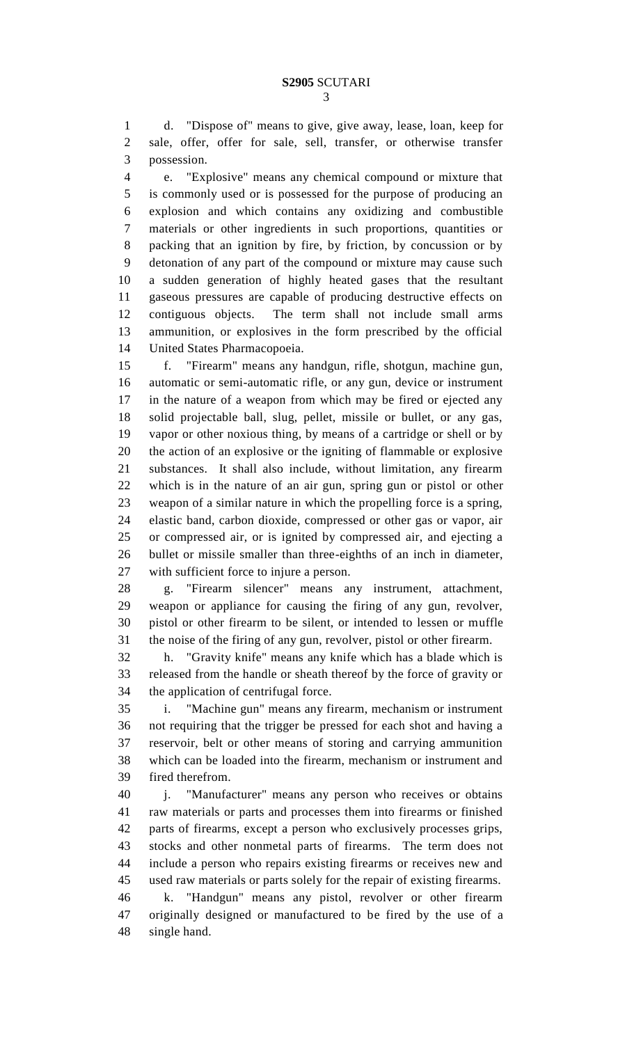d. "Dispose of" means to give, give away, lease, loan, keep for sale, offer, offer for sale, sell, transfer, or otherwise transfer possession.

e. "Explosive" means any chemical compound or mixture that is commonly used or is possessed for the purpose of producing an explosion and which contains any oxidizing and combustible materials or other ingredients in such proportions, quantities or packing that an ignition by fire, by friction, by concussion or by detonation of any part of the compound or mixture may cause such a sudden generation of highly heated gases that the resultant gaseous pressures are capable of producing destructive effects on contiguous objects. The term shall not include small arms ammunition, or explosives in the form prescribed by the official United States Pharmacopoeia.

f. "Firearm" means any handgun, rifle, shotgun, machine gun, automatic or semi-automatic rifle, or any gun, device or instrument in the nature of a weapon from which may be fired or ejected any solid projectable ball, slug, pellet, missile or bullet, or any gas, vapor or other noxious thing, by means of a cartridge or shell or by the action of an explosive or the igniting of flammable or explosive substances. It shall also include, without limitation, any firearm which is in the nature of an air gun, spring gun or pistol or other weapon of a similar nature in which the propelling force is a spring, elastic band, carbon dioxide, compressed or other gas or vapor, air or compressed air, or is ignited by compressed air, and ejecting a bullet or missile smaller than three-eighths of an inch in diameter, with sufficient force to injure a person.

g. "Firearm silencer" means any instrument, attachment, weapon or appliance for causing the firing of any gun, revolver, pistol or other firearm to be silent, or intended to lessen or muffle the noise of the firing of any gun, revolver, pistol or other firearm.

h. "Gravity knife" means any knife which has a blade which is released from the handle or sheath thereof by the force of gravity or the application of centrifugal force.

i. "Machine gun" means any firearm, mechanism or instrument not requiring that the trigger be pressed for each shot and having a reservoir, belt or other means of storing and carrying ammunition which can be loaded into the firearm, mechanism or instrument and fired therefrom.

j. "Manufacturer" means any person who receives or obtains raw materials or parts and processes them into firearms or finished parts of firearms, except a person who exclusively processes grips, stocks and other nonmetal parts of firearms. The term does not include a person who repairs existing firearms or receives new and used raw materials or parts solely for the repair of existing firearms.

k. "Handgun" means any pistol, revolver or other firearm originally designed or manufactured to be fired by the use of a single hand.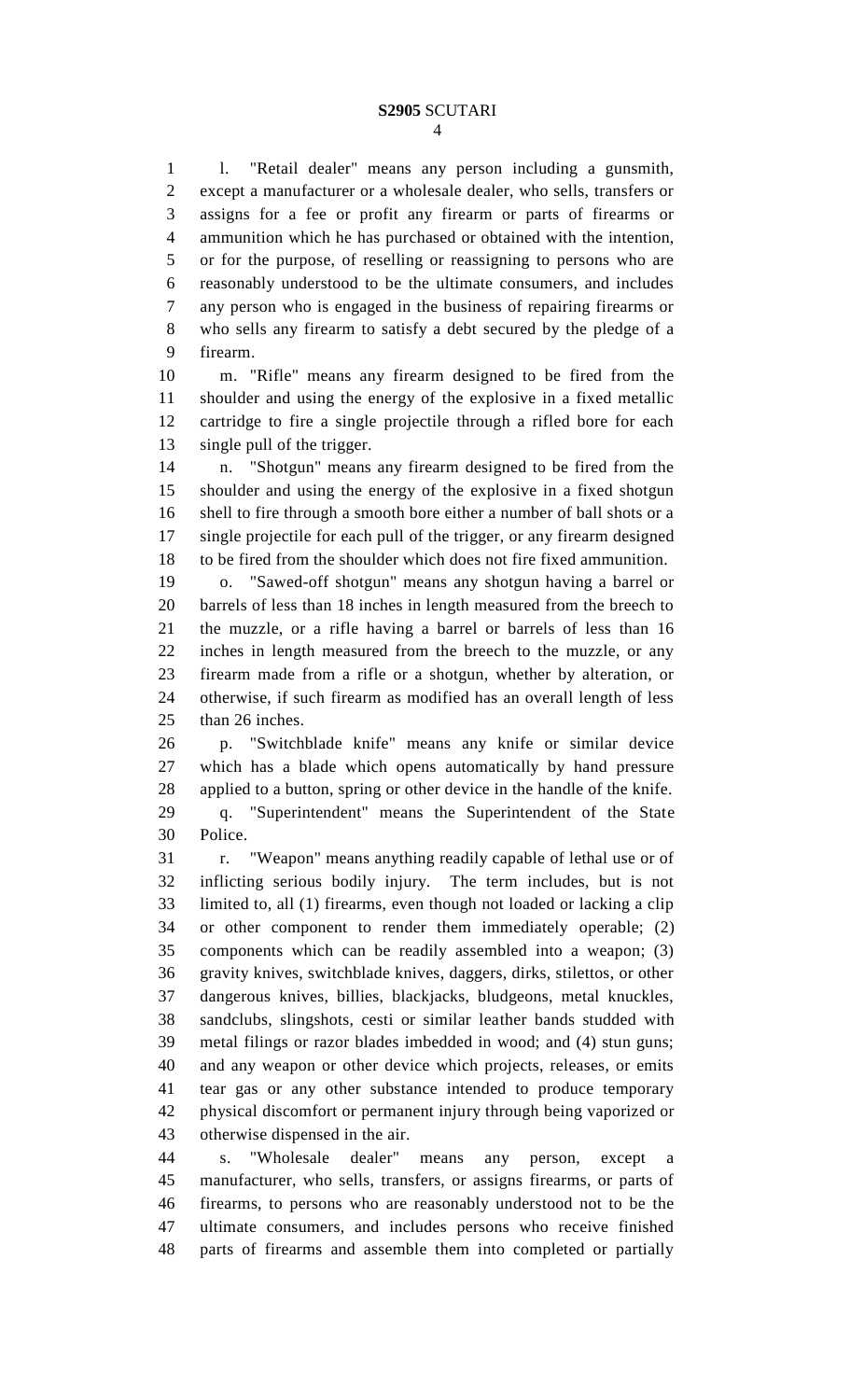l. "Retail dealer" means any person including a gunsmith, except a manufacturer or a wholesale dealer, who sells, transfers or assigns for a fee or profit any firearm or parts of firearms or ammunition which he has purchased or obtained with the intention, or for the purpose, of reselling or reassigning to persons who are reasonably understood to be the ultimate consumers, and includes any person who is engaged in the business of repairing firearms or who sells any firearm to satisfy a debt secured by the pledge of a firearm.

m. "Rifle" means any firearm designed to be fired from the shoulder and using the energy of the explosive in a fixed metallic cartridge to fire a single projectile through a rifled bore for each single pull of the trigger.

n. "Shotgun" means any firearm designed to be fired from the shoulder and using the energy of the explosive in a fixed shotgun shell to fire through a smooth bore either a number of ball shots or a single projectile for each pull of the trigger, or any firearm designed to be fired from the shoulder which does not fire fixed ammunition.

o. "Sawed-off shotgun" means any shotgun having a barrel or barrels of less than 18 inches in length measured from the breech to the muzzle, or a rifle having a barrel or barrels of less than 16 inches in length measured from the breech to the muzzle, or any firearm made from a rifle or a shotgun, whether by alteration, or otherwise, if such firearm as modified has an overall length of less than 26 inches.

p. "Switchblade knife" means any knife or similar device which has a blade which opens automatically by hand pressure applied to a button, spring or other device in the handle of the knife.

q. "Superintendent" means the Superintendent of the State Police.

r. "Weapon" means anything readily capable of lethal use or of inflicting serious bodily injury. The term includes, but is not limited to, all (1) firearms, even though not loaded or lacking a clip or other component to render them immediately operable; (2) components which can be readily assembled into a weapon; (3) gravity knives, switchblade knives, daggers, dirks, stilettos, or other dangerous knives, billies, blackjacks, bludgeons, metal knuckles, sandclubs, slingshots, cesti or similar leather bands studded with metal filings or razor blades imbedded in wood; and (4) stun guns; and any weapon or other device which projects, releases, or emits tear gas or any other substance intended to produce temporary physical discomfort or permanent injury through being vaporized or otherwise dispensed in the air.

s. "Wholesale dealer" means any person, except a manufacturer, who sells, transfers, or assigns firearms, or parts of firearms, to persons who are reasonably understood not to be the ultimate consumers, and includes persons who receive finished parts of firearms and assemble them into completed or partially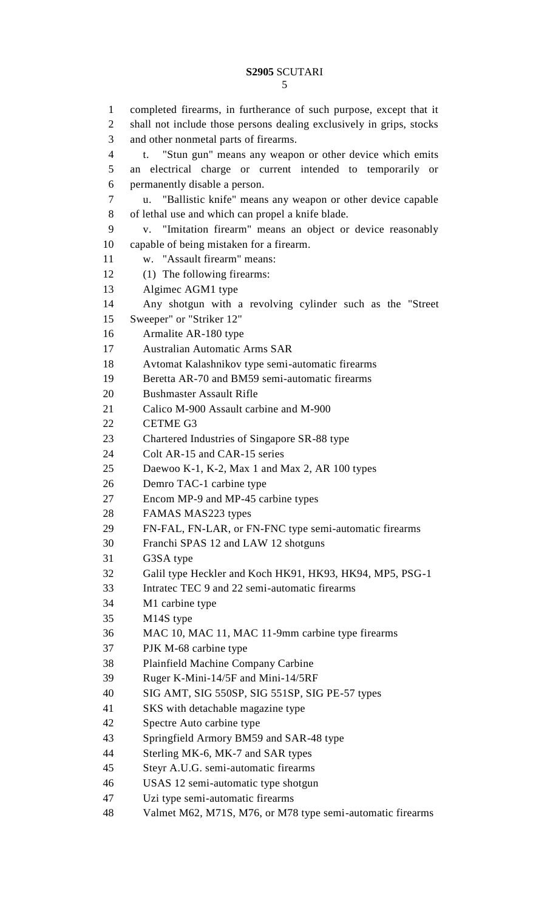completed firearms, in furtherance of such purpose, except that it shall not include those persons dealing exclusively in grips, stocks and other nonmetal parts of firearms.

t. "Stun gun" means any weapon or other device which emits an electrical charge or current intended to temporarily or permanently disable a person.

u. "Ballistic knife" means any weapon or other device capable of lethal use and which can propel a knife blade.

v. "Imitation firearm" means an object or device reasonably capable of being mistaken for a firearm.

w. "Assault firearm" means:

(1) The following firearms:

Algimec AGM1 type

Any shotgun with a revolving cylinder such as the "Street Sweeper" or "Striker 12"

Armalite AR-180 type

Australian Automatic Arms SAR

Avtomat Kalashnikov type semi-automatic firearms

Beretta AR-70 and BM59 semi-automatic firearms

Bushmaster Assault Rifle

Calico M-900 Assault carbine and M-900

CETME G3

Chartered Industries of Singapore SR-88 type

Colt AR-15 and CAR-15 series

Daewoo K-1, K-2, Max 1 and Max 2, AR 100 types

Demro TAC-1 carbine type

Encom MP-9 and MP-45 carbine types

FAMAS MAS223 types

FN-FAL, FN-LAR, or FN-FNC type semi-automatic firearms

Franchi SPAS 12 and LAW 12 shotguns

G3SA type

Galil type Heckler and Koch HK91, HK93, HK94, MP5, PSG-1

Intratec TEC 9 and 22 semi-automatic firearms

M1 carbine type

M14S type

MAC 10, MAC 11, MAC 11-9mm carbine type firearms

PJK M-68 carbine type

Plainfield Machine Company Carbine

Ruger K-Mini-14/5F and Mini-14/5RF

SIG AMT, SIG 550SP, SIG 551SP, SIG PE-57 types

SKS with detachable magazine type

Spectre Auto carbine type

Springfield Armory BM59 and SAR-48 type

Sterling MK-6, MK-7 and SAR types

Steyr A.U.G. semi-automatic firearms

USAS 12 semi-automatic type shotgun

Uzi type semi-automatic firearms

Valmet M62, M71S, M76, or M78 type semi-automatic firearms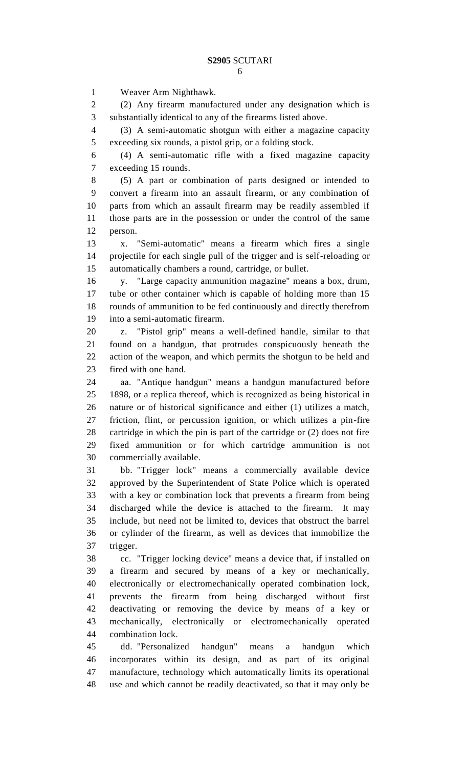Weaver Arm Nighthawk.

(2) Any firearm manufactured under any designation which is substantially identical to any of the firearms listed above.

(3) A semi-automatic shotgun with either a magazine capacity exceeding six rounds, a pistol grip, or a folding stock.

(4) A semi-automatic rifle with a fixed magazine capacity exceeding 15 rounds.

(5) A part or combination of parts designed or intended to convert a firearm into an assault firearm, or any combination of parts from which an assault firearm may be readily assembled if those parts are in the possession or under the control of the same person.

x. "Semi-automatic" means a firearm which fires a single projectile for each single pull of the trigger and is self-reloading or automatically chambers a round, cartridge, or bullet.

y. "Large capacity ammunition magazine" means a box, drum, tube or other container which is capable of holding more than 15 rounds of ammunition to be fed continuously and directly therefrom into a semi-automatic firearm.

z. "Pistol grip" means a well-defined handle, similar to that found on a handgun, that protrudes conspicuously beneath the action of the weapon, and which permits the shotgun to be held and fired with one hand.

aa. "Antique handgun" means a handgun manufactured before 1898, or a replica thereof, which is recognized as being historical in nature or of historical significance and either (1) utilizes a match, friction, flint, or percussion ignition, or which utilizes a pin-fire cartridge in which the pin is part of the cartridge or (2) does not fire fixed ammunition or for which cartridge ammunition is not commercially available.

bb. "Trigger lock" means a commercially available device approved by the Superintendent of State Police which is operated with a key or combination lock that prevents a firearm from being discharged while the device is attached to the firearm. It may include, but need not be limited to, devices that obstruct the barrel or cylinder of the firearm, as well as devices that immobilize the trigger.

cc. "Trigger locking device" means a device that, if installed on a firearm and secured by means of a key or mechanically, electronically or electromechanically operated combination lock, prevents the firearm from being discharged without first deactivating or removing the device by means of a key or mechanically, electronically or electromechanically operated combination lock.

dd. "Personalized handgun" means a handgun which incorporates within its design, and as part of its original manufacture, technology which automatically limits its operational use and which cannot be readily deactivated, so that it may only be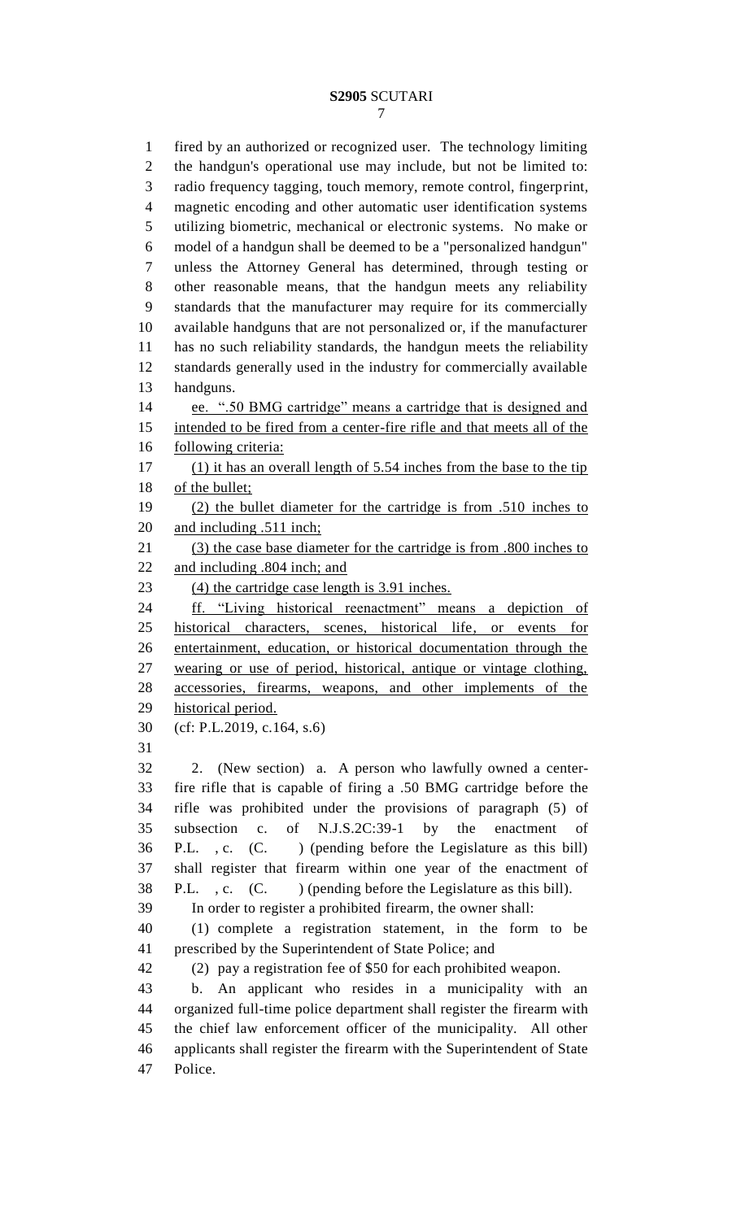fired by an authorized or recognized user. The technology limiting the handgun's operational use may include, but not be limited to: radio frequency tagging, touch memory, remote control, fingerprint, magnetic encoding and other automatic user identification systems utilizing biometric, mechanical or electronic systems. No make or model of a handgun shall be deemed to be a "personalized handgun" unless the Attorney General has determined, through testing or other reasonable means, that the handgun meets any reliability standards that the manufacturer may require for its commercially available handguns that are not personalized or, if the manufacturer has no such reliability standards, the handgun meets the reliability standards generally used in the industry for commercially available handguns.

ee. ".50 BMG cartridge" means a cartridge that is designed and intended to be fired from a center-fire rifle and that meets all of the following criteria:

(1) it has an overall length of 5.54 inches from the base to the tip of the bullet;

(2) the bullet diameter for the cartridge is from .510 inches to and including .511 inch;

(3) the case base diameter for the cartridge is from .800 inches to and including .804 inch; and

(4) the cartridge case length is 3.91 inches.

ff. "Living historical reenactment" means a depiction of historical characters, scenes, historical life, or events for entertainment, education, or historical documentation through the wearing or use of period, historical, antique or vintage clothing, accessories, firearms, weapons, and other implements of the historical period.

(cf: P.L.2019, c.164, s.6)

2. (New section) a. A person who lawfully owned a center-fire rifle that is capable of firing a .50 BMG cartridge before the rifle was prohibited under the provisions of paragraph (5) of subsection c. of N.J.S.2C:39-1 by the enactment of P.L. , c. (C. ) (pending before the Legislature as this bill) shall register that firearm within one year of the enactment of P.L. , c. (C. ) (pending before the Legislature as this bill).

In order to register a prohibited firearm, the owner shall:

(1) complete a registration statement, in the form to be prescribed by the Superintendent of State Police; and

(2) pay a registration fee of $50 for each prohibited weapon.

b. An applicant who resides in a municipality with an organized full-time police department shall register the firearm with the chief law enforcement officer of the municipality. All other applicants shall register the firearm with the Superintendent of State Police.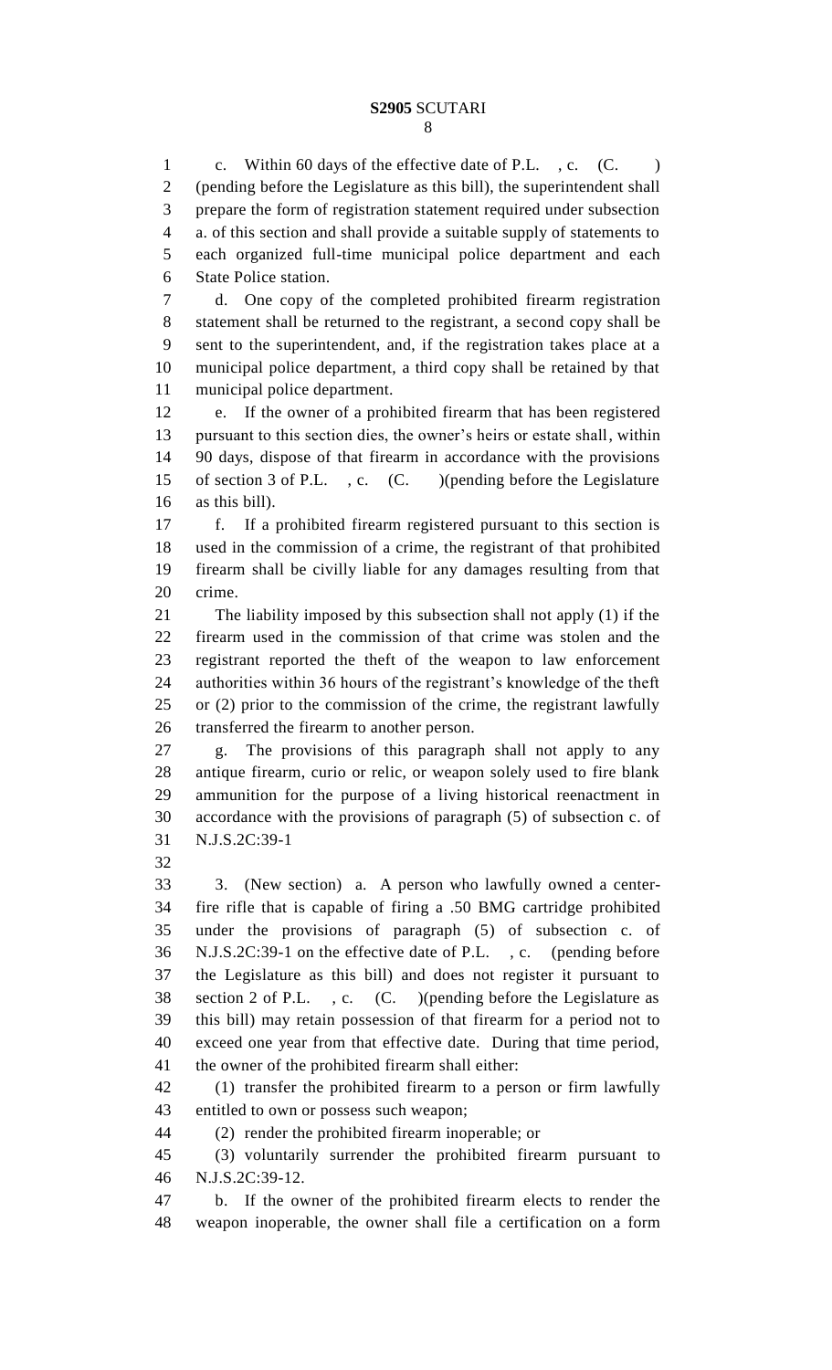c. Within 60 days of the effective date of P.L. , c. (C. ) (pending before the Legislature as this bill), the superintendent shall prepare the form of registration statement required under subsection a. of this section and shall provide a suitable supply of statements to each organized full-time municipal police department and each State Police station.

d. One copy of the completed prohibited firearm registration statement shall be returned to the registrant, a second copy shall be sent to the superintendent, and, if the registration takes place at a municipal police department, a third copy shall be retained by that municipal police department.

e. If the owner of a prohibited firearm that has been registered pursuant to this section dies, the owner's heirs or estate shall, within 90 days, dispose of that firearm in accordance with the provisions of section 3 of P.L. , c. (C. )(pending before the Legislature as this bill).

f. If a prohibited firearm registered pursuant to this section is used in the commission of a crime, the registrant of that prohibited firearm shall be civilly liable for any damages resulting from that crime.

The liability imposed by this subsection shall not apply (1) if the firearm used in the commission of that crime was stolen and the registrant reported the theft of the weapon to law enforcement authorities within 36 hours of the registrant's knowledge of the theft or (2) prior to the commission of the crime, the registrant lawfully transferred the firearm to another person.

g. The provisions of this paragraph shall not apply to any antique firearm, curio or relic, or weapon solely used to fire blank ammunition for the purpose of a living historical reenactment in accordance with the provisions of paragraph (5) of subsection c. of N.J.S.2C:39-1

3. (New section) a. A person who lawfully owned a center-fire rifle that is capable of firing a .50 BMG cartridge prohibited under the provisions of paragraph (5) of subsection c. of N.J.S.2C:39-1 on the effective date of P.L. , c. (pending before the Legislature as this bill) and does not register it pursuant to section 2 of P.L. , c. (C. )(pending before the Legislature as this bill) may retain possession of that firearm for a period not to exceed one year from that effective date. During that time period, the owner of the prohibited firearm shall either:

(1) transfer the prohibited firearm to a person or firm lawfully entitled to own or possess such weapon;

(2) render the prohibited firearm inoperable; or

(3) voluntarily surrender the prohibited firearm pursuant to N.J.S.2C:39-12.

b. If the owner of the prohibited firearm elects to render the weapon inoperable, the owner shall file a certification on a form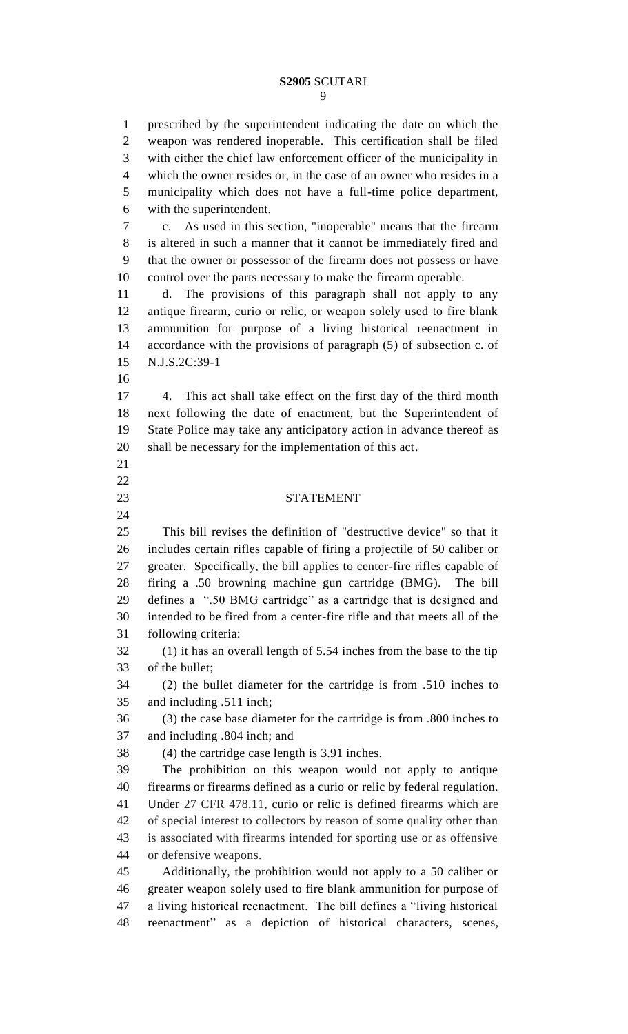prescribed by the superintendent indicating the date on which the weapon was rendered inoperable. This certification shall be filed with either the chief law enforcement officer of the municipality in which the owner resides or, in the case of an owner who resides in a municipality which does not have a full-time police department, with the superintendent.

c. As used in this section, "inoperable" means that the firearm is altered in such a manner that it cannot be immediately fired and that the owner or possessor of the firearm does not possess or have control over the parts necessary to make the firearm operable.

d. The provisions of this paragraph shall not apply to any antique firearm, curio or relic, or weapon solely used to fire blank ammunition for purpose of a living historical reenactment in accordance with the provisions of paragraph (5) of subsection c. of N.J.S.2C:39-1

4. This act shall take effect on the first day of the third month next following the date of enactment, but the Superintendent of State Police may take any anticipatory action in advance thereof as shall be necessary for the implementation of this act.

## STATEMENT

This bill revises the definition of "destructive device" so that it includes certain rifles capable of firing a projectile of 50 caliber or greater. Specifically, the bill applies to center-fire rifles capable of firing a .50 browning machine gun cartridge (BMG). The bill defines a ".50 BMG cartridge" as a cartridge that is designed and intended to be fired from a center-fire rifle and that meets all of the following criteria:

(1) it has an overall length of 5.54 inches from the base to the tip of the bullet;

(2) the bullet diameter for the cartridge is from .510 inches to and including .511 inch;

(3) the case base diameter for the cartridge is from .800 inches to and including .804 inch; and

(4) the cartridge case length is 3.91 inches.

The prohibition on this weapon would not apply to antique firearms or firearms defined as a curio or relic by federal regulation. Under 27 CFR 478.11, curio or relic is defined firearms which are of special interest to collectors by reason of some quality other than is associated with firearms intended for sporting use or as offensive or defensive weapons.

Additionally, the prohibition would not apply to a 50 caliber or greater weapon solely used to fire blank ammunition for purpose of a living historical reenactment. The bill defines a "living historical reenactment" as a depiction of historical characters, scenes,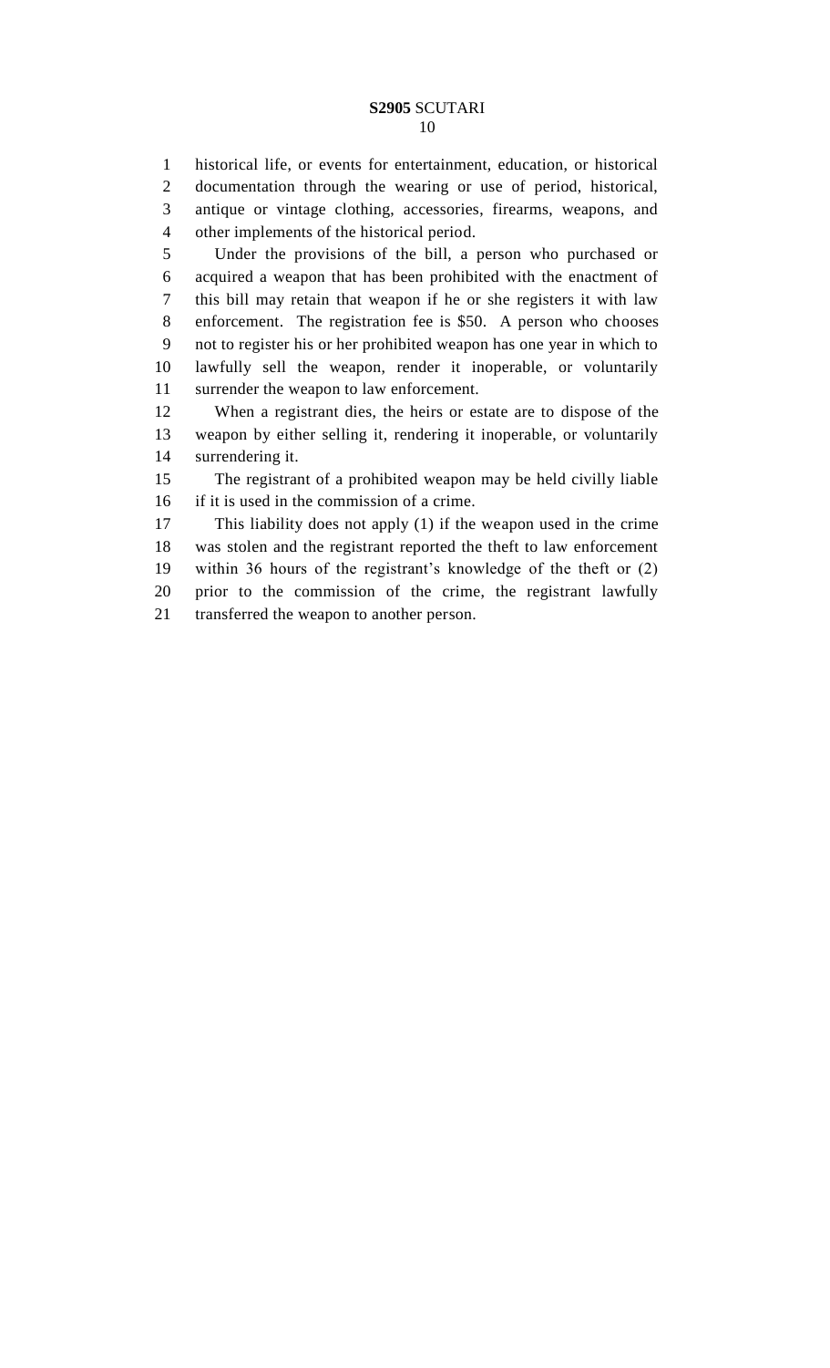historical life, or events for entertainment, education, or historical documentation through the wearing or use of period, historical, antique or vintage clothing, accessories, firearms, weapons, and other implements of the historical period.

Under the provisions of the bill, a person who purchased or acquired a weapon that has been prohibited with the enactment of this bill may retain that weapon if he or she registers it with law enforcement. The registration fee is $50. A person who chooses not to register his or her prohibited weapon has one year in which to lawfully sell the weapon, render it inoperable, or voluntarily surrender the weapon to law enforcement.

When a registrant dies, the heirs or estate are to dispose of the weapon by either selling it, rendering it inoperable, or voluntarily surrendering it.

The registrant of a prohibited weapon may be held civilly liable if it is used in the commission of a crime.

This liability does not apply (1) if the weapon used in the crime was stolen and the registrant reported the theft to law enforcement within 36 hours of the registrant's knowledge of the theft or (2) prior to the commission of the crime, the registrant lawfully transferred the weapon to another person.